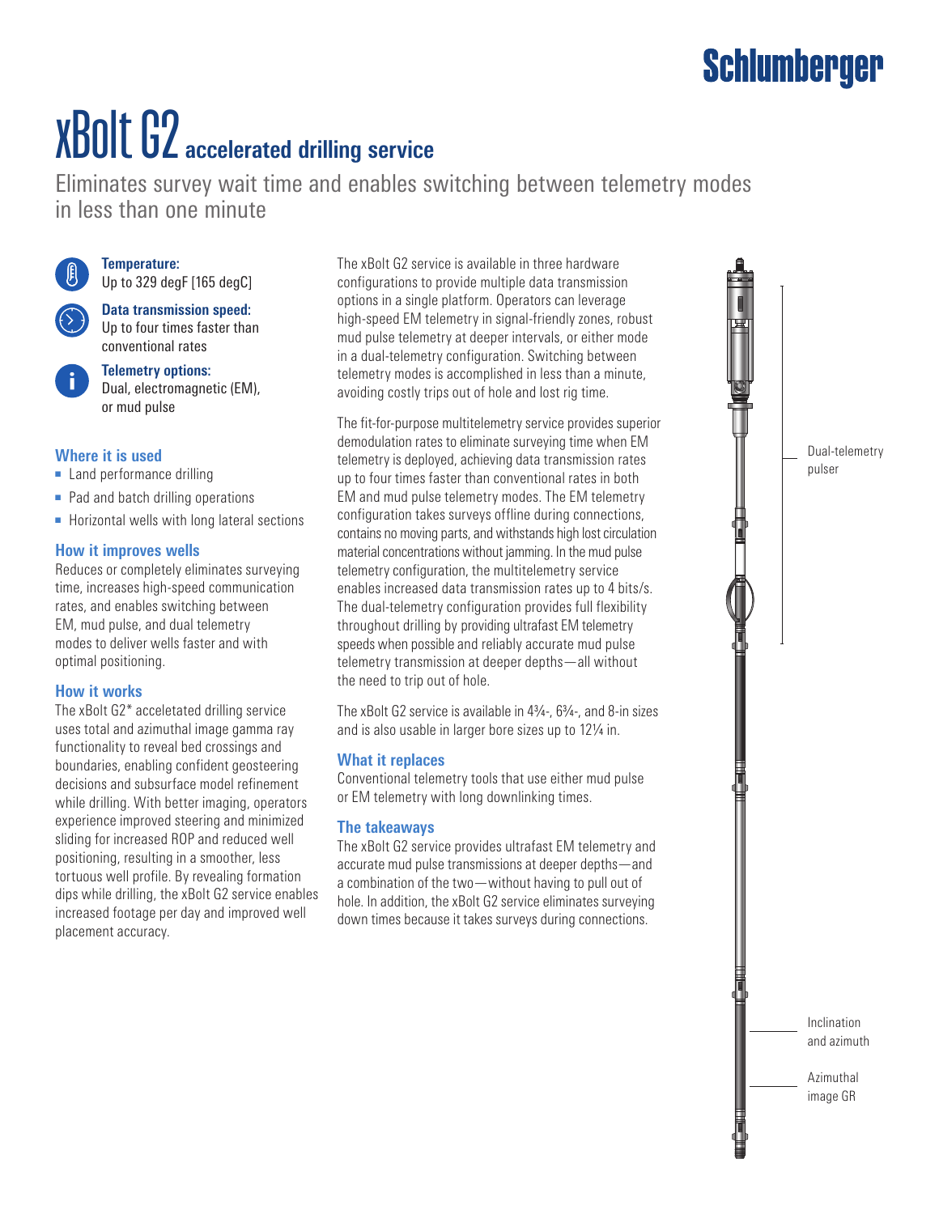# xBolt G2 accelerated drilling service

Eliminates survey wait time and enables switching between telemetry modes in less than one minute

**Temperature:**
Up to 329 degF [165 degC]

**Data transmission speed:**
Up to four times faster than conventional rates

**Telemetry options:**
Dual, electromagnetic (EM), or mud pulse

## Where it is used

- Land performance drilling
- Pad and batch drilling operations
- Horizontal wells with long lateral sections

## How it improves wells

Reduces or completely eliminates surveying time, increases high-speed communication rates, and enables switching between EM, mud pulse, and dual telemetry modes to deliver wells faster and with optimal positioning.

## How it works

The xBolt G2* acceletated drilling service uses total and azimuthal image gamma ray functionality to reveal bed crossings and boundaries, enabling confident geosteering decisions and subsurface model refinement while drilling. With better imaging, operators experience improved steering and minimized sliding for increased ROP and reduced well positioning, resulting in a smoother, less tortuous well profile. By revealing formation dips while drilling, the xBolt G2 service enables increased footage per day and improved well placement accuracy.

The xBolt G2 service is available in three hardware configurations to provide multiple data transmission options in a single platform. Operators can leverage high-speed EM telemetry in signal-friendly zones, robust mud pulse telemetry at deeper intervals, or either mode in a dual-telemetry configuration. Switching between telemetry modes is accomplished in less than a minute, avoiding costly trips out of hole and lost rig time.

The fit-for-purpose multitelemetry service provides superior demodulation rates to eliminate surveying time when EM telemetry is deployed, achieving data transmission rates up to four times faster than conventional rates in both EM and mud pulse telemetry modes. The EM telemetry configuration takes surveys offline during connections, contains no moving parts, and withstands high lost circulation material concentrations without jamming. In the mud pulse telemetry configuration, the multitelemetry service enables increased data transmission rates up to 4 bits/s. The dual-telemetry configuration provides full flexibility throughout drilling by providing ultrafast EM telemetry speeds when possible and reliably accurate mud pulse telemetry transmission at deeper depths—all without the need to trip out of hole.

The xBolt G2 service is available in 4¾-, 6¾-, and 8-in sizes and is also usable in larger bore sizes up to 12¼ in.

## What it replaces

Conventional telemetry tools that use either mud pulse or EM telemetry with long downlinking times.

## The takeaways

The xBolt G2 service provides ultrafast EM telemetry and accurate mud pulse transmissions at deeper depths—and a combination of the two—without having to pull out of hole. In addition, the xBolt G2 service eliminates surveying down times because it takes surveys during connections.

Dual-telemetry pulser

Inclination and azimuth

Azimuthal image GR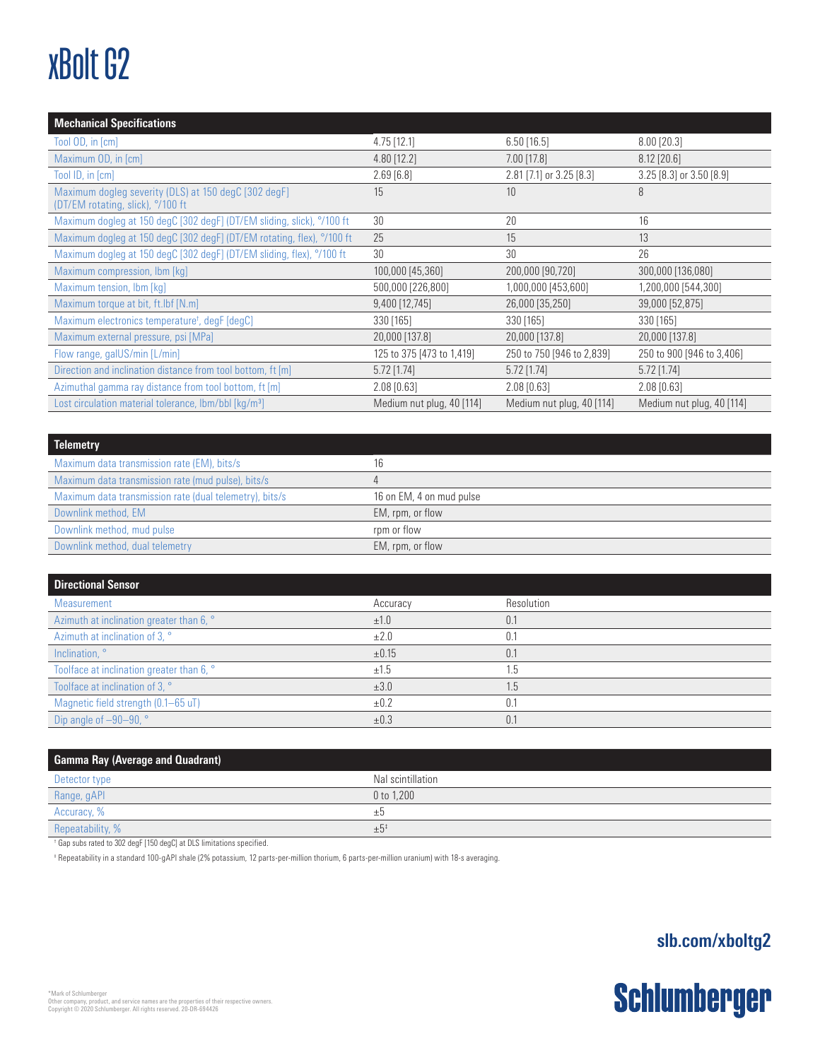# xBolt G2

| Mechanical Specifications | | | |
|---|---|---|---|
| Tool OD, in [cm] | 4.75 [12.1] | 6.50 [16.5] | 8.00 [20.3] |
| Maximum OD, in [cm] | 4.80 [12.2] | 7.00 [17.8] | 8.12 [20.6] |
| Tool ID, in [cm] | 2.69 [6.8] | 2.81 [7.1] or 3.25 [8.3] | 3.25 [8.3] or 3.50 [8.9] |
| Maximum dogleg severity (DLS) at 150 degC [302 degF] (DT/EM rotating, slick), °/100 ft | 15 | 10 | 8 |
| Maximum dogleg at 150 degC [302 degF] (DT/EM sliding, slick), °/100 ft | 30 | 20 | 16 |
| Maximum dogleg at 150 degC [302 degF] (DT/EM rotating, flex), °/100 ft | 25 | 15 | 13 |
| Maximum dogleg at 150 degC [302 degF] (DT/EM sliding, flex), °/100 ft | 30 | 30 | 26 |
| Maximum compression, lbm [kg] | 100,000 [45,360] | 200,000 [90,720] | 300,000 [136,080] |
| Maximum tension, lbm [kg] | 500,000 [226,800] | 1,000,000 [453,600] | 1,200,000 [544,300] |
| Maximum torque at bit, ft.lbf [N.m] | 9,400 [12,745] | 26,000 [35,250] | 39,000 [52,875] |
| Maximum electronics temperature†, degF [degC] | 330 [165] | 330 [165] | 330 [165] |
| Maximum external pressure, psi [MPa] | 20,000 [137.8] | 20,000 [137.8] | 20,000 [137.8] |
| Flow range, galUS/min [L/min] | 125 to 375 [473 to 1,419] | 250 to 750 [946 to 2,839] | 250 to 900 [946 to 3,406] |
| Direction and inclination distance from tool bottom, ft [m] | 5.72 [1.74] | 5.72 [1.74] | 5.72 [1.74] |
| Azimuthal gamma ray distance from tool bottom, ft [m] | 2.08 [0.63] | 2.08 [0.63] | 2.08 [0.63] |
| Lost circulation material tolerance, lbm/bbl [kg/m$^3$] | Medium nut plug, 40 [114] | Medium nut plug, 40 [114] | Medium nut plug, 40 [114] |

| Telemetry | |
|---|---|
| Maximum data transmission rate (EM), bits/s | 16 |
| Maximum data transmission rate (mud pulse), bits/s | 4 |
| Maximum data transmission rate (dual telemetry), bits/s | 16 on EM, 4 on mud pulse |
| Downlink method, EM | EM, rpm, or flow |
| Downlink method, mud pulse | rpm or flow |
| Downlink method, dual telemetry | EM, rpm, or flow |

| Directional Sensor | | |
|---|---|---|
| Measurement | Accuracy | Resolution |
| Azimuth at inclination greater than 6, ° | ±1.0 | 0.1 |
| Azimuth at inclination of 3, ° | ±2.0 | 0.1 |
| Inclination, ° | ±0.15 | 0.1 |
| Toolface at inclination greater than 6, ° | ±1.5 | 1.5 |
| Toolface at inclination of 3, ° | ±3.0 | 1.5 |
| Magnetic field strength (0.1–65 uT) | ±0.2 | 0.1 |
| Dip angle of −90–90, ° | ±0.3 | 0.1 |

| Gamma Ray (Average and Quadrant) | |
|---|---|
| Detector type | NaI scintillation |
| Range, gAPI | 0 to 1,200 |
| Accuracy, % | ±5 |
| Repeatability, % | ±5‡ |

† Gap subs rated to 302 degF [150 degC] at DLS limitations specified.

‡ Repeatability in a standard 100-gAPI shale (2% potassium, 12 parts-per-million thorium, 6 parts-per-million uranium) with 18-s averaging.

**slb.com/xboltg2**

*Mark of Schlumberger
Other company, product, and service names are the properties of their respective owners.
Copyright © 2020 Schlumberger. All rights reserved. 20-DR-694426

**Schlumberger**